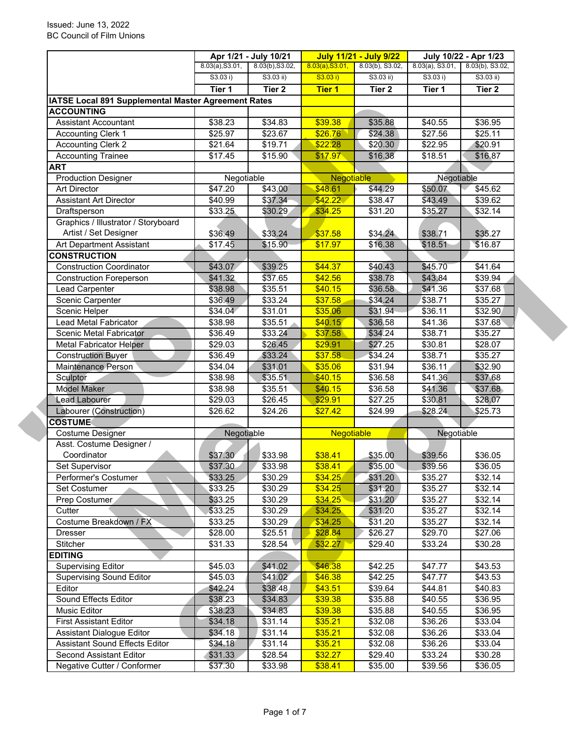Issued: June 13, 2022
BC Council of Film Unions

| | Apr 1/21 - July 10/21 | | July 11/21 - July 9/22 | | July 10/22 - Apr 1/23 | |
|---|---|---|---|---|---|---|
| | 8.03(a),S3.01, S3.03 i) | 8.03(b),S3.02, S3.03 ii) | 8.03(a),S3.01, S3.03 i) | 8.03(b), S3.02, S3.03 ii) | 8.03(a), S3.01, S3.03 i) | 8.03(b), S3.02, S3.03 ii) |
| | **Tier 1** | **Tier 2** | **Tier 1** | **Tier 2** | **Tier 1** | **Tier 2** |
| **IATSE Local 891 Supplemental Master Agreement Rates** | | | | | | |
| **ACCOUNTING** | | | | | | |
| Assistant Accountant | $38.23 | $34.83 | $39.38 | $35.88 | $40.55 | $36.95 |
| Accounting Clerk 1 | $25.97 | $23.67 | $26.76 | $24.38 | $27.56 | $25.11 |
| Accounting Clerk 2 | $21.64 | $19.71 | $22.28 | $20.30 | $22.95 | $20.91 |
| Accounting Trainee | $17.45 | $15.90 | $17.97 | $16.38 | $18.51 | $16.87 |
| **ART** | | | | | | |
| Production Designer | Negotiable | | Negotiable | | Negotiable | |
| Art Director | $47.20 | $43.00 | $48.61 | $44.29 | $50.07 | $45.62 |
| Assistant Art Director | $40.99 | $37.34 | $42.22 | $38.47 | $43.49 | $39.62 |
| Draftsperson | $33.25 | $30.29 | $34.25 | $31.20 | $35.27 | $32.14 |
| Graphics / Illustrator / Storyboard Artist / Set Designer | $36.49 | $33.24 | $37.58 | $34.24 | $38.71 | $35.27 |
| Art Department Assistant | $17.45 | $15.90 | $17.97 | $16.38 | $18.51 | $16.87 |
| **CONSTRUCTION** | | | | | | |
| Construction Coordinator | $43.07 | $39.25 | $44.37 | $40.43 | $45.70 | $41.64 |
| Construction Foreperson | $41.32 | $37.65 | $42.56 | $38.78 | $43.84 | $39.94 |
| Lead Carpenter | $38.98 | $35.51 | $40.15 | $36.58 | $41.36 | $37.68 |
| Scenic Carpenter | $36.49 | $33.24 | $37.58 | $34.24 | $38.71 | $35.27 |
| Scenic Helper | $34.04 | $31.01 | $35.06 | $31.94 | $36.11 | $32.90 |
| Lead Metal Fabricator | $38.98 | $35.51 | $40.15 | $36.58 | $41.36 | $37.68 |
| Scenic Metal Fabricator | $36.49 | $33.24 | $37.58 | $34.24 | $38.71 | $35.27 |
| Metal Fabricator Helper | $29.03 | $26.45 | $29.91 | $27.25 | $30.81 | $28.07 |
| Construction Buyer | $36.49 | $33.24 | $37.58 | $34.24 | $38.71 | $35.27 |
| Maintenance Person | $34.04 | $31.01 | $35.06 | $31.94 | $36.11 | $32.90 |
| Sculptor | $38.98 | $35.51 | $40.15 | $36.58 | $41.36 | $37.68 |
| Model Maker | $38.98 | $35.51 | $40.15 | $36.58 | $41.36 | $37.68 |
| Lead Labourer | $29.03 | $26.45 | $29.91 | $27.25 | $30.81 | $28.07 |
| Labourer (Construction) | $26.62 | $24.26 | $27.42 | $24.99 | $28.24 | $25.73 |
| **COSTUME** | | | | | | |
| Costume Designer | Negotiable | | Negotiable | | Negotiable | |
| Asst. Costume Designer / Coordinator | $37.30 | $33.98 | $38.41 | $35.00 | $39.56 | $36.05 |
| Set Supervisor | $37.30 | $33.98 | $38.41 | $35.00 | $39.56 | $36.05 |
| Performer's Costumer | $33.25 | $30.29 | $34.25 | $31.20 | $35.27 | $32.14 |
| Set Costumer | $33.25 | $30.29 | $34.25 | $31.20 | $35.27 | $32.14 |
| Prep Costumer | $33.25 | $30.29 | $34.25 | $31.20 | $35.27 | $32.14 |
| Cutter | $33.25 | $30.29 | $34.25 | $31.20 | $35.27 | $32.14 |
| Costume Breakdown / FX | $33.25 | $30.29 | $34.25 | $31.20 | $35.27 | $32.14 |
| Dresser | $28.00 | $25.51 | $28.84 | $26.27 | $29.70 | $27.06 |
| Stitcher | $31.33 | $28.54 | $32.27 | $29.40 | $33.24 | $30.28 |
| **EDITING** | | | | | | |
| Supervising Editor | $45.03 | $41.02 | $46.38 | $42.25 | $47.77 | $43.53 |
| Supervising Sound Editor | $45.03 | $41.02 | $46.38 | $42.25 | $47.77 | $43.53 |
| Editor | $42.24 | $38.48 | $43.51 | $39.64 | $44.81 | $40.83 |
| Sound Effects Editor | $38.23 | $34.83 | $39.38 | $35.88 | $40.55 | $36.95 |
| Music Editor | $38.23 | $34.83 | $39.38 | $35.88 | $40.55 | $36.95 |
| First Assistant Editor | $34.18 | $31.14 | $35.21 | $32.08 | $36.26 | $33.04 |
| Assistant Dialogue Editor | $34.18 | $31.14 | $35.21 | $32.08 | $36.26 | $33.04 |
| Assistant Sound Effects Editor | $34.18 | $31.14 | $35.21 | $32.08 | $36.26 | $33.04 |
| Second Assistant Editor | $31.33 | $28.54 | $32.27 | $29.40 | $33.24 | $30.28 |
| Negative Cutter / Conformer | $37.30 | $33.98 | $38.41 | $35.00 | $39.56 | $36.05 |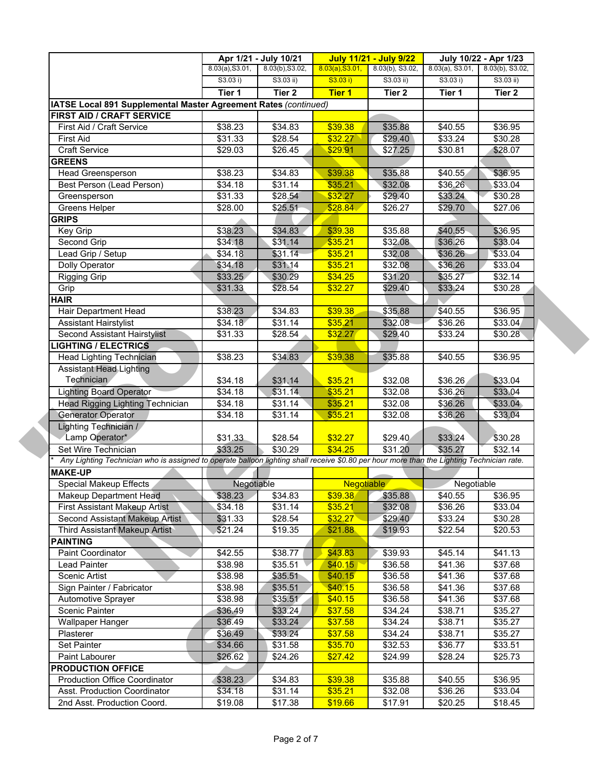| | Apr 1/21 - July 10/21 | | July 11/21 - July 9/22 | | July 10/22 - Apr 1/23 | |
|---|---|---|---|---|---|---|
| | 8.03(a),S3.01, S3.03 i) | 8.03(b),S3.02, S3.03 ii) | 8.03(a),S3.01, S3.03 i) | 8.03(b), S3.02, S3.03 ii) | 8.03(a), S3.01, S3.03 i) | 8.03(b), S3.02, S3.03 ii) |
| | **Tier 1** | **Tier 2** | **Tier 1** | **Tier 2** | **Tier 1** | **Tier 2** |
| **IATSE Local 891 Supplemental Master Agreement Rates** *(continued)* | | | | | | |
| **FIRST AID / CRAFT SERVICE** | | | | | | |
| First Aid / Craft Service | $38.23 | $34.83 | $39.38 | $35.88 | $40.55 | $36.95 |
| First Aid | $31.33 | $28.54 | $32.27 | $29.40 | $33.24 | $30.28 |
| Craft Service | $29.03 | $26.45 | $29.91 | $27.25 | $30.81 | $28.07 |
| **GREENS** | | | | | | |
| Head Greensperson | $38.23 | $34.83 | $39.38 | $35.88 | $40.55 | $36.95 |
| Best Person (Lead Person) | $34.18 | $31.14 | $35.21 | $32.08 | $36.26 | $33.04 |
| Greensperson | $31.33 | $28.54 | $32.27 | $29.40 | $33.24 | $30.28 |
| Greens Helper | $28.00 | $25.51 | $28.84 | $26.27 | $29.70 | $27.06 |
| **GRIPS** | | | | | | |
| Key Grip | $38.23 | $34.83 | $39.38 | $35.88 | $40.55 | $36.95 |
| Second Grip | $34.18 | $31.14 | $35.21 | $32.08 | $36.26 | $33.04 |
| Lead Grip / Setup | $34.18 | $31.14 | $35.21 | $32.08 | $36.26 | $33.04 |
| Dolly Operator | $34.18 | $31.14 | $35.21 | $32.08 | $36.26 | $33.04 |
| Rigging Grip | $33.25 | $30.29 | $34.25 | $31.20 | $35.27 | $32.14 |
| Grip | $31.33 | $28.54 | $32.27 | $29.40 | $33.24 | $30.28 |
| **HAIR** | | | | | | |
| Hair Department Head | $38.23 | $34.83 | $39.38 | $35.88 | $40.55 | $36.95 |
| Assistant Hairstylist | $34.18 | $31.14 | $35.21 | $32.08 | $36.26 | $33.04 |
| Second Assistant Hairstylist | $31.33 | $28.54 | $32.27 | $29.40 | $33.24 | $30.28 |
| **LIGHTING / ELECTRICS** | | | | | | |
| Head Lighting Technician | $38.23 | $34.83 | $39.38 | $35.88 | $40.55 | $36.95 |
| Assistant Head Lighting Technician | $34.18 | $31.14 | $35.21 | $32.08 | $36.26 | $33.04 |
| Lighting Board Operator | $34.18 | $31.14 | $35.21 | $32.08 | $36.26 | $33.04 |
| Head Rigging Lighting Technician | $34.18 | $31.14 | $35.21 | $32.08 | $36.26 | $33.04 |
| Generator Operator | $34.18 | $31.14 | $35.21 | $32.08 | $36.26 | $33.04 |
| Lighting Technician / Lamp Operator* | $31.33 | $28.54 | $32.27 | $29.40 | $33.24 | $30.28 |
| Set Wire Technician | $33.25 | $30.29 | $34.25 | $31.20 | $35.27 | $32.14 |
| * Any Lighting Technician who is assigned to operate balloon lighting shall receive $0.80 per hour more than the Lighting Technician rate. | | | | | | |
| **MAKE-UP** | | | | | | |
| Special Makeup Effects | Negotiable | | Negotiable | | Negotiable | |
| Makeup Department Head | $38.23 | $34.83 | $39.38 | $35.88 | $40.55 | $36.95 |
| First Assistant Makeup Artist | $34.18 | $31.14 | $35.21 | $32.08 | $36.26 | $33.04 |
| Second Assistant Makeup Artist | $31.33 | $28.54 | $32.27 | $29.40 | $33.24 | $30.28 |
| Third Assistant Makeup Artist | $21.24 | $19.35 | $21.88 | $19.93 | $22.54 | $20.53 |
| **PAINTING** | | | | | | |
| Paint Coordinator | $42.55 | $38.77 | $43.83 | $39.93 | $45.14 | $41.13 |
| Lead Painter | $38.98 | $35.51 | $40.15 | $36.58 | $41.36 | $37.68 |
| Scenic Artist | $38.98 | $35.51 | $40.15 | $36.58 | $41.36 | $37.68 |
| Sign Painter / Fabricator | $38.98 | $35.51 | $40.15 | $36.58 | $41.36 | $37.68 |
| Automotive Sprayer | $38.98 | $35.51 | $40.15 | $36.58 | $41.36 | $37.68 |
| Scenic Painter | $36.49 | $33.24 | $37.58 | $34.24 | $38.71 | $35.27 |
| Wallpaper Hanger | $36.49 | $33.24 | $37.58 | $34.24 | $38.71 | $35.27 |
| Plasterer | $36.49 | $33.24 | $37.58 | $34.24 | $38.71 | $35.27 |
| Set Painter | $34.66 | $31.58 | $35.70 | $32.53 | $36.77 | $33.51 |
| Paint Labourer | $26.62 | $24.26 | $27.42 | $24.99 | $28.24 | $25.73 |
| **PRODUCTION OFFICE** | | | | | | |
| Production Office Coordinator | $38.23 | $34.83 | $39.38 | $35.88 | $40.55 | $36.95 |
| Asst. Production Coordinator | $34.18 | $31.14 | $35.21 | $32.08 | $36.26 | $33.04 |
| 2nd Asst. Production Coord. | $19.08 | $17.38 | $19.66 | $17.91 | $20.25 | $18.45 |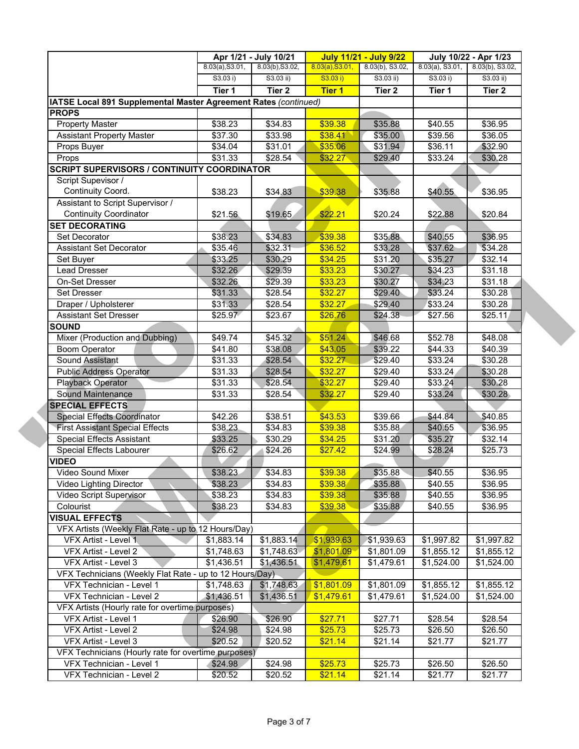| | Apr 1/21 - July 10/21 | | July 11/21 - July 9/22 | | July 10/22 - Apr 1/23 | |
|---|---|---|---|---|---|---|
| | 8.03(a),S3.01, S3.03 i) | 8.03(b),S3.02, S3.03 ii) | 8.03(a),S3.01, S3.03 i) | 8.03(b), S3.02, S3.03 ii) | 8.03(a), S3.01, S3.03 i) | 8.03(b), S3.02, S3.03 ii) |
| | **Tier 1** | **Tier 2** | **Tier 1** | **Tier 2** | **Tier 1** | **Tier 2** |
| **IATSE Local 891 Supplemental Master Agreement Rates** *(continued)* | | | | | | |
| **PROPS** | | | | | | |
| Property Master | $38.23 | $34.83 | $39.38 | $35.88 | $40.55 | $36.95 |
| Assistant Property Master | $37.30 | $33.98 | $38.41 | $35.00 | $39.56 | $36.05 |
| Props Buyer | $34.04 | $31.01 | $35.06 | $31.94 | $36.11 | $32.90 |
| Props | $31.33 | $28.54 | $32.27 | $29.40 | $33.24 | $30.28 |
| **SCRIPT SUPERVISORS / CONTINUITY COORDINATOR** | | | | | | |
| Script Supevisor / Continuity Coord. | $38.23 | $34.83 | $39.38 | $35.88 | $40.55 | $36.95 |
| Assistant to Script Supervisor / Continuity Coordinator | $21.56 | $19.65 | $22.21 | $20.24 | $22.88 | $20.84 |
| **SET DECORATING** | | | | | | |
| Set Decorator | $38.23 | $34.83 | $39.38 | $35.88 | $40.55 | $36.95 |
| Assistant Set Decorator | $35.46 | $32.31 | $36.52 | $33.28 | $37.62 | $34.28 |
| Set Buyer | $33.25 | $30.29 | $34.25 | $31.20 | $35.27 | $32.14 |
| Lead Dresser | $32.26 | $29.39 | $33.23 | $30.27 | $34.23 | $31.18 |
| On-Set Dresser | $32.26 | $29.39 | $33.23 | $30.27 | $34.23 | $31.18 |
| Set Dresser | $31.33 | $28.54 | $32.27 | $29.40 | $33.24 | $30.28 |
| Draper / Upholsterer | $31.33 | $28.54 | $32.27 | $29.40 | $33.24 | $30.28 |
| Assistant Set Dresser | $25.97 | $23.67 | $26.76 | $24.38 | $27.56 | $25.11 |
| **SOUND** | | | | | | |
| Mixer (Production and Dubbing) | $49.74 | $45.32 | $51.24 | $46.68 | $52.78 | $48.08 |
| Boom Operator | $41.80 | $38.08 | $43.05 | $39.22 | $44.33 | $40.39 |
| Sound Assistant | $31.33 | $28.54 | $32.27 | $29.40 | $33.24 | $30.28 |
| Public Address Operator | $31.33 | $28.54 | $32.27 | $29.40 | $33.24 | $30.28 |
| Playback Operator | $31.33 | $28.54 | $32.27 | $29.40 | $33.24 | $30.28 |
| Sound Maintenance | $31.33 | $28.54 | $32.27 | $29.40 | $33.24 | $30.28 |
| **SPECIAL EFFECTS** | | | | | | |
| Special Effects Coordinator | $42.26 | $38.51 | $43.53 | $39.66 | $44.84 | $40.85 |
| First Assistant Special Effects | $38.23 | $34.83 | $39.38 | $35.88 | $40.55 | $36.95 |
| Special Effects Assistant | $33.25 | $30.29 | $34.25 | $31.20 | $35.27 | $32.14 |
| Special Effects Labourer | $26.62 | $24.26 | $27.42 | $24.99 | $28.24 | $25.73 |
| **VIDEO** | | | | | | |
| Video Sound Mixer | $38.23 | $34.83 | $39.38 | $35.88 | $40.55 | $36.95 |
| Video Lighting Director | $38.23 | $34.83 | $39.38 | $35.88 | $40.55 | $36.95 |
| Video Script Supervisor | $38.23 | $34.83 | $39.38 | $35.88 | $40.55 | $36.95 |
| Colourist | $38.23 | $34.83 | $39.38 | $35.88 | $40.55 | $36.95 |
| **VISUAL EFFECTS** | | | | | | |
| VFX Artists (Weekly Flat Rate - up to 12 Hours/Day) | | | | | | |
| VFX Artist - Level 1 | $1,883.14 | $1,883.14 | $1,939.63 | $1,939.63 | $1,997.82 | $1,997.82 |
| VFX Artist - Level 2 | $1,748.63 | $1,748.63 | $1,801.09 | $1,801.09 | $1,855.12 | $1,855.12 |
| VFX Artist - Level 3 | $1,436.51 | $1,436.51 | $1,479.61 | $1,479.61 | $1,524.00 | $1,524.00 |
| VFX Technicians (Weekly Flat Rate - up to 12 Hours/Day) | | | | | | |
| VFX Technician - Level 1 | $1,748.63 | $1,748.63 | $1,801.09 | $1,801.09 | $1,855.12 | $1,855.12 |
| VFX Technician - Level 2 | $1,436.51 | $1,436.51 | $1,479.61 | $1,479.61 | $1,524.00 | $1,524.00 |
| VFX Artists (Hourly rate for overtime purposes) | | | | | | |
| VFX Artist - Level 1 | $26.90 | $26.90 | $27.71 | $27.71 | $28.54 | $28.54 |
| VFX Artist - Level 2 | $24.98 | $24.98 | $25.73 | $25.73 | $26.50 | $26.50 |
| VFX Artist - Level 3 | $20.52 | $20.52 | $21.14 | $21.14 | $21.77 | $21.77 |
| VFX Technicians (Hourly rate for overtime purposes) | | | | | | |
| VFX Technician - Level 1 | $24.98 | $24.98 | $25.73 | $25.73 | $26.50 | $26.50 |
| VFX Technician - Level 2 | $20.52 | $20.52 | $21.14 | $21.14 | $21.77 | $21.77 |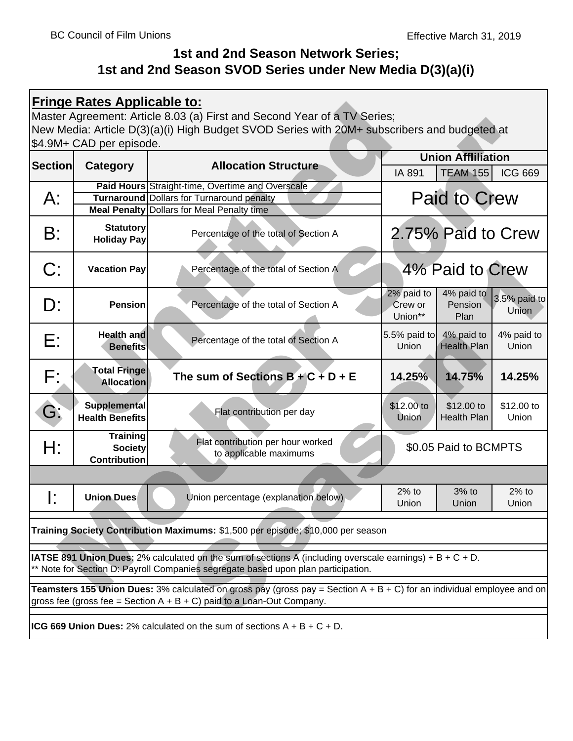BC Council of Film Unions

Effective March 31, 2019

# 1st and 2nd Season Network Series;
# 1st and 2nd Season SVOD Series under New Media D(3)(a)(i)

**Fringe Rates Applicable to:**

Master Agreement: Article 8.03 (a) First and Second Year of a TV Series;
New Media: Article D(3)(a)(i) High Budget SVOD Series with 20M+ subscribers and budgeted at $4.9M+ CAD per episode.

| Section | Category | Allocation Structure | Union Affiliation | | |
|---|---|---|---|---|---|
| | | | IA 891 | TEAM 155 | ICG 669 |
| A: | Paid Hours | Straight-time, Overtime and Overscale | Paid to Crew | | |
| | Turnaround | Dollars for Turnaround penalty | | | |
| | Meal Penalty | Dollars for Meal Penalty time | | | |
| B: | Statutory Holiday Pay | Percentage of the total of Section A | 2.75% Paid to Crew | | |
| C: | Vacation Pay | Percentage of the total of Section A | 4% Paid to Crew | | |
| D: | Pension | Percentage of the total of Section A | 2% paid to Crew or Union** | 4% paid to Pension Plan | 3.5% paid to Union |
| E: | Health and Benefits | Percentage of the total of Section A | 5.5% paid to Union | 4% paid to Health Plan | 4% paid to Union |
| F: | Total Fringe Allocation | **The sum of Sections B + C + D + E** | **14.25%** | **14.75%** | **14.25%** |
| G: | Supplemental Health Benefits | Flat contribution per day | $12.00 to Union | $12.00 to Health Plan | $12.00 to Union |
| H: | Training Society Contribution | Flat contribution per hour worked to applicable maximums | $0.05 Paid to BCMPTS | | |
| I: | Union Dues | Union percentage (explanation below) | 2% to Union | 3% to Union | 2% to Union |

**Training Society Contribution Maximums:** $1,500 per episode; $10,000 per season

**IATSE 891 Union Dues:** 2% calculated on the sum of sections A (including overscale earnings) + B + C + D.
** Note for Section D: Payroll Companies segregate based upon plan participation.

**Teamsters 155 Union Dues:** 3% calculated on gross pay (gross pay = Section A + B + C) for an individual employee and on gross fee (gross fee = Section A + B + C) paid to a Loan-Out Company.

**ICG 669 Union Dues:** 2% calculated on the sum of sections A + B + C + D.